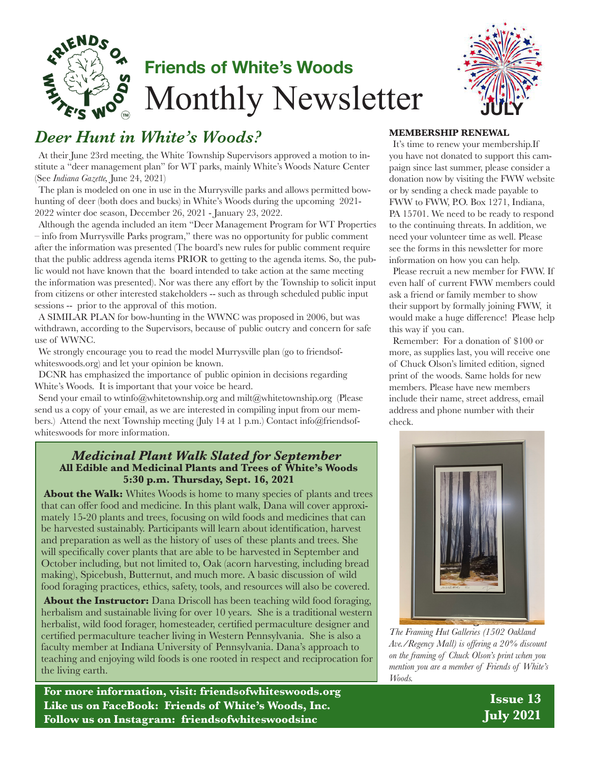# Friends of White's Woods
# Monthly Newsletter

JULY

## *Deer Hunt in White's Woods?*

At their June 23rd meeting, the White Township Supervisors approved a motion to institute a "deer management plan" for WT parks, mainly White's Woods Nature Center (See *Indiana Gazette*, June 24, 2021)

The plan is modeled on one in use in the Murrysville parks and allows permitted bow-hunting of deer (both does and bucks) in White's Woods during the upcoming 2021-2022 winter doe season, December 26, 2021 - January 23, 2022.

Although the agenda included an item "Deer Management Program for WT Properties – info from Murrysville Parks program," there was no opportunity for public comment after the information was presented (The board's new rules for public comment require that the public address agenda items PRIOR to getting to the agenda items. So, the public would not have known that the board intended to take action at the same meeting the information was presented). Nor was there any effort by the Township to solicit input from citizens or other interested stakeholders -- such as through scheduled public input sessions -- prior to the approval of this motion.

A SIMILAR PLAN for bow-hunting in the WWNC was proposed in 2006, but was withdrawn, according to the Supervisors, because of public outcry and concern for safe use of WWNC.

We strongly encourage you to read the model Murrysville plan (go to friendsofwhiteswoods.org) and let your opinion be known.

DCNR has emphasized the importance of public opinion in decisions regarding White's Woods. It is important that your voice be heard.

Send your email to wtinfo@whitetownship.org and milt@whitetownship.org (Please send us a copy of your email, as we are interested in compiling input from our members.) Attend the next Township meeting (July 14 at 1 p.m.) Contact info@friendsofwhiteswoods for more information.

### *Medicinal Plant Walk Slated for September*
**All Edible and Medicinal Plants and Trees of White's Woods**
**5:30 p.m. Thursday, Sept. 16, 2021**

**About the Walk:** Whites Woods is home to many species of plants and trees that can offer food and medicine. In this plant walk, Dana will cover approximately 15-20 plants and trees, focusing on wild foods and medicines that can be harvested sustainably. Participants will learn about identification, harvest and preparation as well as the history of uses of these plants and trees. She will specifically cover plants that are able to be harvested in September and October including, but not limited to, Oak (acorn harvesting, including bread making), Spicebush, Butternut, and much more. A basic discussion of wild food foraging practices, ethics, safety, tools, and resources will also be covered.

**About the Instructor:** Dana Driscoll has been teaching wild food foraging, herbalism and sustainable living for over 10 years. She is a traditional western herbalist, wild food forager, homesteader, certified permaculture designer and certified permaculture teacher living in Western Pennsylvania. She is also a faculty member at Indiana University of Pennsylvania. Dana's approach to teaching and enjoying wild foods is one rooted in respect and reciprocation for the living earth.

### MEMBERSHIP RENEWAL

It's time to renew your membership.If you have not donated to support this campaign since last summer, please consider a donation now by visiting the FWW website or by sending a check made payable to FWW to FWW, P.O. Box 1271, Indiana, PA 15701. We need to be ready to respond to the continuing threats. In addition, we need your volunteer time as well. Please see the forms in this newsletter for more information on how you can help.

Please recruit a new member for FWW. If even half of current FWW members could ask a friend or family member to show their support by formally joining FWW, it would make a huge difference! Please help this way if you can.

Remember: For a donation of $100 or more, as supplies last, you will receive one of Chuck Olson's limited edition, signed print of the woods. Same holds for new members. Please have new members include their name, street address, email address and phone number with their check.

*The Framing Hut Galleries (1502 Oakland Ave./Regency Mall) is offering a 20% discount on the framing of Chuck Olson's print when you mention you are a member of Friends of White's Woods.*

**For more information, visit: friendsofwhiteswoods.org**
**Like us on FaceBook: Friends of White's Woods, Inc.**
**Follow us on Instagram: friendsofwhiteswoodsinc**

**Issue 13**
**July 2021**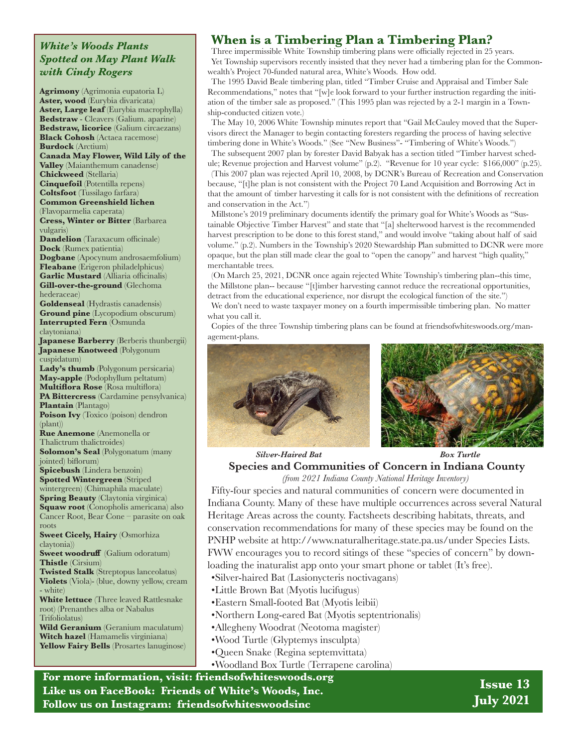### *White's Woods Plants Spotted on May Plant Walk with Cindy Rogers*

**Agrimony** (Agrimonia eupatoria L)
**Aster, wood** (Eurybia divaricata)
**Aster, Large leaf** (Eurybia macrophylla)
**Bedstraw** - Cleavers (Galium. aparine)
**Bedstraw, licorice** (Galium circaezans)
**Black Cohosh** (Actaea racemose)
**Burdock** (Arctium)
**Canada May Flower, Wild Lily of the Valley** (Maianthemum canadense)
**Chickweed** (Stellaria)
**Cinquefoil** (Potentilla repens)
**Coltsfoot** (Tussilago farfara)
**Common Greenshield lichen** (Flavoparmelia caperata)
**Cress, Winter or Bitter** (Barbarea vulgaris)
**Dandelion** (Taraxacum officinale)
**Dock** (Rumex patientia)
**Dogbane** (Apocynum androsaemfolium)
**Fleabane** (Erigeron philadelphicus)
**Garlic Mustard** (Alliaria officinalis)
**Gill-over-the-ground** (Glechoma hederaceae)
**Goldenseal** (Hydrastis canadensis)
**Ground pine** (Lycopodium obscurum)
**Interrupted Fern** (Osmunda claytoniana)
**Japanese Barberry** (Berberis thunbergii)
**Japanese Knotweed** (Polygonum cuspidatum)
**Lady's thumb** (Polygonum persicaria)
**May-apple** (Podophyllum peltatum)
**Multiflora Rose** (Rosa multiflora)
**PA Bittercress** (Cardamine pensylvanica)
**Plantain** (Plantago)
**Poison Ivy** (Toxico (poison) dendron (plant))
**Rue Anemone** (Anemonella or Thalictrum thalictroides)
**Solomon's Seal** (Polygonatum (many jointed) biflorum)
**Spicebush** (Lindera benzoin)
**Spotted Wintergreen** (Striped wintergreen) (Chimaphila maculate)
**Spring Beauty** (Claytonia virginica)
**Squaw root** (Conopholis americana) also Cancer Root, Bear Cone – parasite on oak roots
**Sweet Cicely, Hairy** (Osmorhiza claytonia))
**Sweet woodruff** (Galium odoratum)
**Thistle** (Cirsium)
**Twisted Stalk** (Streptopus lanceolatus)
**Violets** (Viola)- (blue, downy yellow, cream - white)
**White lettuce** (Three leaved Rattlesnake root) (Prenanthes alba or Nabalus Trifoliolatus)
**Wild Geranium** (Geranium maculatum)
**Witch hazel** (Hamamelis virginiana)
**Yellow Fairy Bells** (Prosartes lanuginose)

## When is a Timbering Plan a Timbering Plan?

Three impermissible White Township timbering plans were officially rejected in 25 years.

Yet Township supervisors recently insisted that they never had a timbering plan for the Commonwealth's Project 70-funded natural area, White's Woods. How odd.

The 1995 David Beale timbering plan, titled "Timber Cruise and Appraisal and Timber Sale Recommendations," notes that "[w]e look forward to your further instruction regarding the initiation of the timber sale as proposed." (This 1995 plan was rejected by a 2-1 margin in a Township-conducted citizen vote.)

The May 10, 2006 White Township minutes report that "Gail McCauley moved that the Supervisors direct the Manager to begin contacting foresters regarding the process of having selective timbering done in White's Woods." (See "New Business"- "Timbering of White's Woods.")

The subsequent 2007 plan by forester David Babyak has a section titled "Timber harvest schedule; Revenue projection and Harvest volume" (p.2). "Revenue for 10 year cycle: $166,000" (p.25). (This 2007 plan was rejected April 10, 2008, by DCNR's Bureau of Recreation and Conservation because, "[t]he plan is not consistent with the Project 70 Land Acquisition and Borrowing Act in that the amount of timber harvesting it calls for is not consistent with the definitions of recreation and conservation in the Act.")

Millstone's 2019 preliminary documents identify the primary goal for White's Woods as "Sustainable Objective Timber Harvest" and state that "[a] shelterwood harvest is the recommended harvest prescription to be done to this forest stand," and would involve "taking about half of said volume." (p.2). Numbers in the Township's 2020 Stewardship Plan submitted to DCNR were more opaque, but the plan still made clear the goal to "open the canopy" and harvest "high quality," merchantable trees.

(On March 25, 2021, DCNR once again rejected White Township's timbering plan--this time, the Millstone plan-- because "[t]imber harvesting cannot reduce the recreational opportunities, detract from the educational experience, nor disrupt the ecological function of the site.")

We don't need to waste taxpayer money on a fourth impermissible timbering plan. No matter what you call it.

Copies of the three Township timbering plans can be found at friendsofwhiteswoods.org/management-plans.

*Silver-Haired Bat*

*Box Turtle*

## Species and Communities of Concern in Indiana County

*(from 2021 Indiana County National Heritage Inventory)*

Fifty-four species and natural communities of concern were documented in Indiana County. Many of these have multiple occurrences across several Natural Heritage Areas across the county. Factsheets describing habitats, threats, and conservation recommendations for many of these species may be found on the PNHP website at http://www.naturalheritage.state.pa.us/under Species Lists. FWW encourages you to record sitings of these "species of concern" by downloading the inaturalist app onto your smart phone or tablet (It's free).

- Silver-haired Bat (Lasionycteris noctivagans)
- Little Brown Bat (Myotis lucifugus)
- Eastern Small-footed Bat (Myotis leibii)
- Northern Long-eared Bat (Myotis septentrionalis)
- Allegheny Woodrat (Neotoma magister)
- Wood Turtle (Glyptemys insculpta)
- Queen Snake (Regina septemvittata)
- Woodland Box Turtle (Terrapene carolina)

**For more information, visit: friendsofwhiteswoods.org**
**Like us on FaceBook: Friends of White's Woods, Inc.**
**Follow us on Instagram: friendsofwhiteswoodsinc**